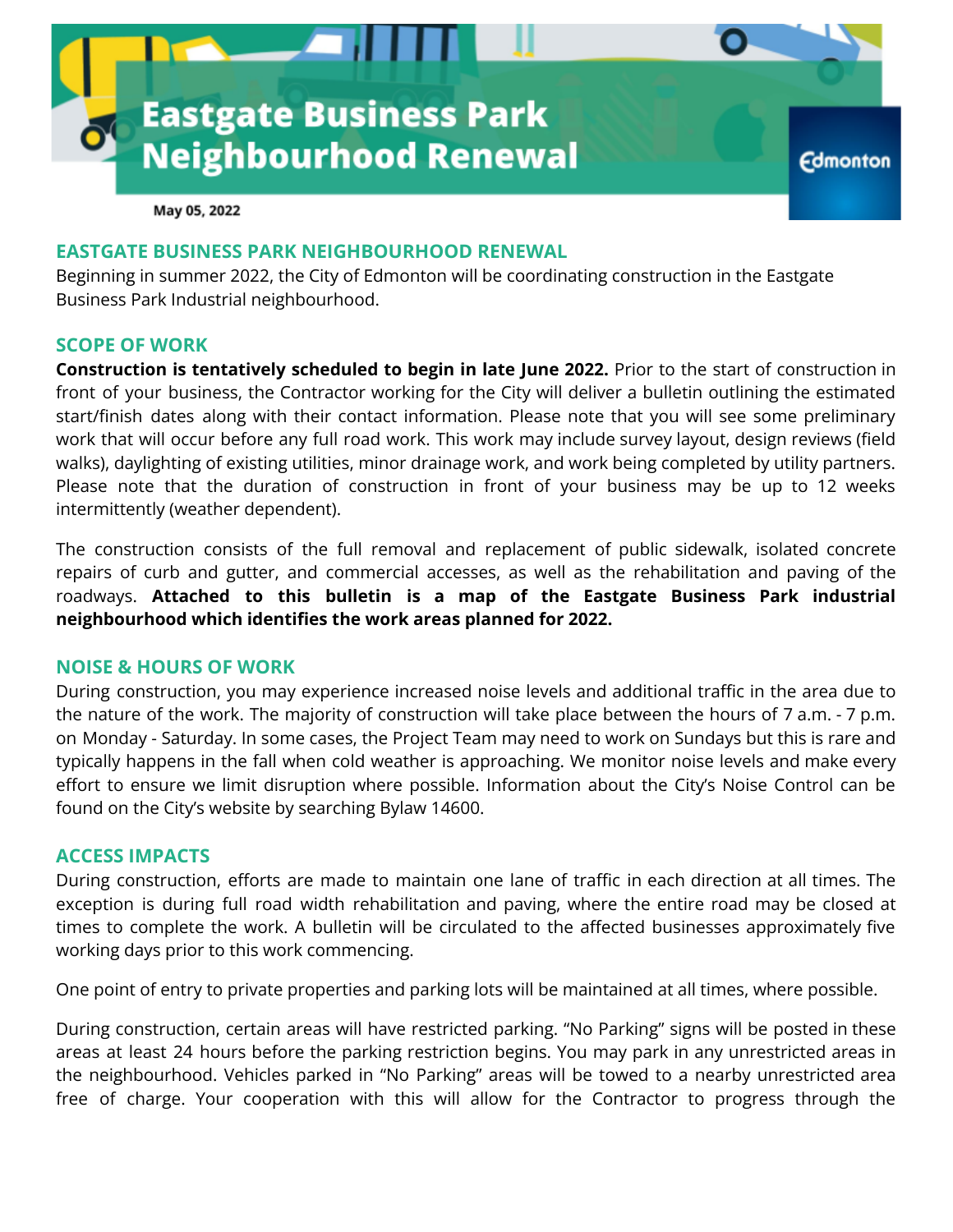# Eastgate Business Park Neighbourhood Renewal

Edmonton

May 05, 2022

## EASTGATE BUSINESS PARK NEIGHBOURHOOD RENEWAL

Beginning in summer 2022, the City of Edmonton will be coordinating construction in the Eastgate Business Park Industrial neighbourhood.

## SCOPE OF WORK

**Construction is tentatively scheduled to begin in late June 2022.** Prior to the start of construction in front of your business, the Contractor working for the City will deliver a bulletin outlining the estimated start/finish dates along with their contact information. Please note that you will see some preliminary work that will occur before any full road work. This work may include survey layout, design reviews (field walks), daylighting of existing utilities, minor drainage work, and work being completed by utility partners. Please note that the duration of construction in front of your business may be up to 12 weeks intermittently (weather dependent).

The construction consists of the full removal and replacement of public sidewalk, isolated concrete repairs of curb and gutter, and commercial accesses, as well as the rehabilitation and paving of the roadways. **Attached to this bulletin is a map of the Eastgate Business Park industrial neighbourhood which identifies the work areas planned for 2022.**

## NOISE & HOURS OF WORK

During construction, you may experience increased noise levels and additional traffic in the area due to the nature of the work. The majority of construction will take place between the hours of 7 a.m. - 7 p.m. on Monday - Saturday. In some cases, the Project Team may need to work on Sundays but this is rare and typically happens in the fall when cold weather is approaching. We monitor noise levels and make every effort to ensure we limit disruption where possible. Information about the City's Noise Control can be found on the City's website by searching Bylaw 14600.

## ACCESS IMPACTS

During construction, efforts are made to maintain one lane of traffic in each direction at all times. The exception is during full road width rehabilitation and paving, where the entire road may be closed at times to complete the work. A bulletin will be circulated to the affected businesses approximately five working days prior to this work commencing.

One point of entry to private properties and parking lots will be maintained at all times, where possible.

During construction, certain areas will have restricted parking. "No Parking" signs will be posted in these areas at least 24 hours before the parking restriction begins. You may park in any unrestricted areas in the neighbourhood. Vehicles parked in "No Parking" areas will be towed to a nearby unrestricted area free of charge. Your cooperation with this will allow for the Contractor to progress through the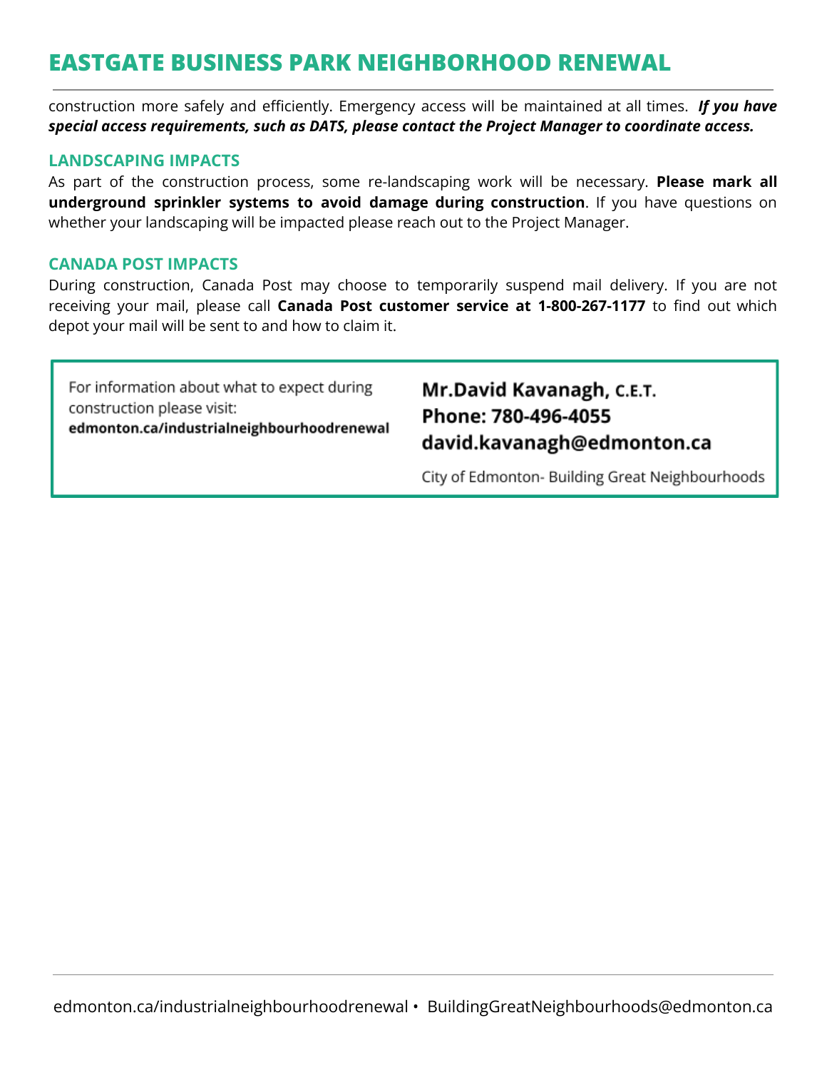construction more safely and efficiently. Emergency access will be maintained at all times. ***If you have special access requirements, such as DATS, please contact the Project Manager to coordinate access.***

## LANDSCAPING IMPACTS

As part of the construction process, some re-landscaping work will be necessary. **Please mark all underground sprinkler systems to avoid damage during construction**. If you have questions on whether your landscaping will be impacted please reach out to the Project Manager.

## CANADA POST IMPACTS

During construction, Canada Post may choose to temporarily suspend mail delivery. If you are not receiving your mail, please call **Canada Post customer service at 1-800-267-1177** to find out which depot your mail will be sent to and how to claim it.

For information about what to expect during construction please visit:
**edmonton.ca/industrialneighbourhoodrenewal**

**Mr.David Kavanagh, C.E.T.**
**Phone: 780-496-4055**
**david.kavanagh@edmonton.ca**

City of Edmonton- Building Great Neighbourhoods

edmonton.ca/industrialneighbourhoodrenewal • BuildingGreatNeighbourhoods@edmonton.ca